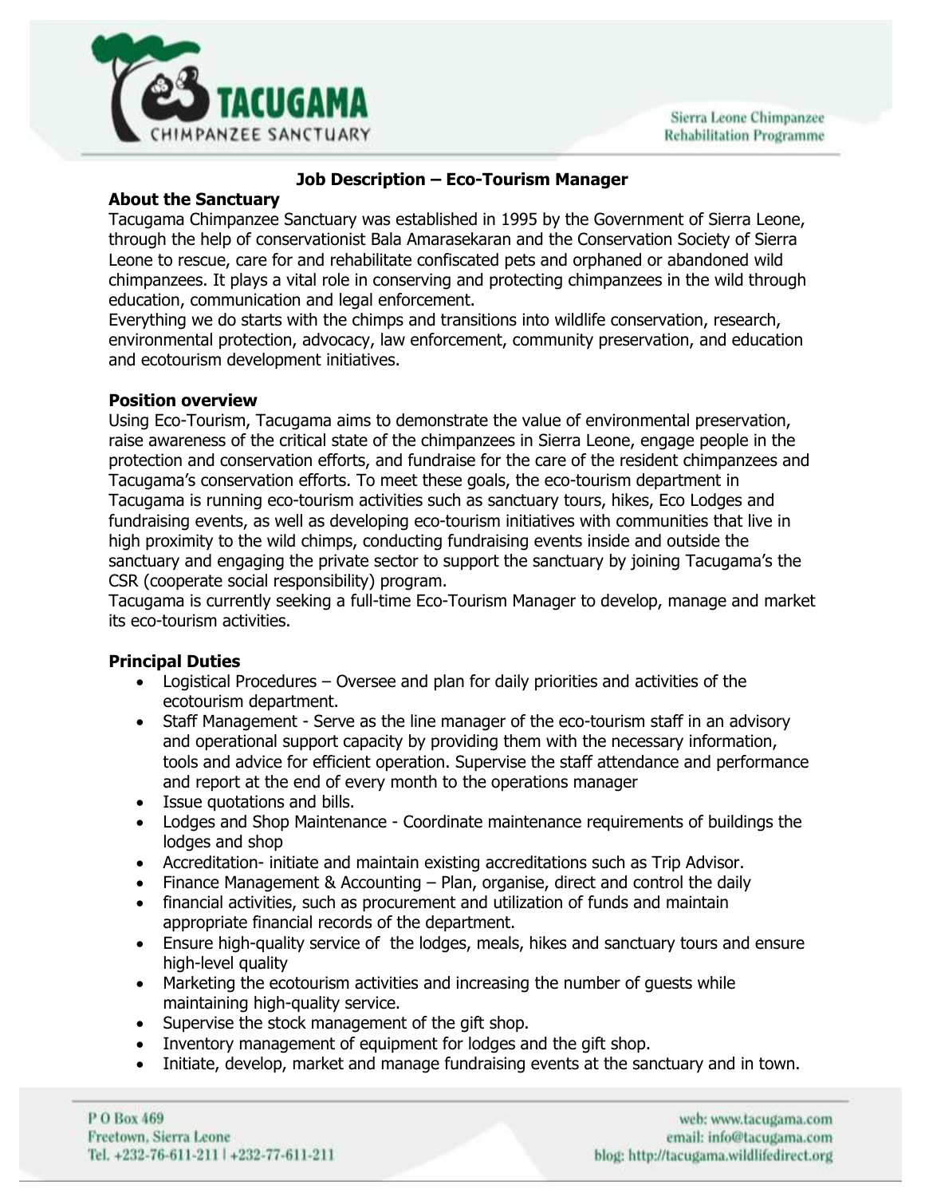# Job Description – Eco-Tourism Manager

## About the Sanctuary

Tacugama Chimpanzee Sanctuary was established in 1995 by the Government of Sierra Leone, through the help of conservationist Bala Amarasekaran and the Conservation Society of Sierra Leone to rescue, care for and rehabilitate confiscated pets and orphaned or abandoned wild chimpanzees. It plays a vital role in conserving and protecting chimpanzees in the wild through education, communication and legal enforcement.

Everything we do starts with the chimps and transitions into wildlife conservation, research, environmental protection, advocacy, law enforcement, community preservation, and education and ecotourism development initiatives.

## Position overview

Using Eco-Tourism, Tacugama aims to demonstrate the value of environmental preservation, raise awareness of the critical state of the chimpanzees in Sierra Leone, engage people in the protection and conservation efforts, and fundraise for the care of the resident chimpanzees and Tacugama's conservation efforts. To meet these goals, the eco-tourism department in Tacugama is running eco-tourism activities such as sanctuary tours, hikes, Eco Lodges and fundraising events, as well as developing eco-tourism initiatives with communities that live in high proximity to the wild chimps, conducting fundraising events inside and outside the sanctuary and engaging the private sector to support the sanctuary by joining Tacugama's the CSR (cooperate social responsibility) program.

Tacugama is currently seeking a full-time Eco-Tourism Manager to develop, manage and market its eco-tourism activities.

## Principal Duties

- Logistical Procedures – Oversee and plan for daily priorities and activities of the ecotourism department.
- Staff Management - Serve as the line manager of the eco-tourism staff in an advisory and operational support capacity by providing them with the necessary information, tools and advice for efficient operation. Supervise the staff attendance and performance and report at the end of every month to the operations manager
- Issue quotations and bills.
- Lodges and Shop Maintenance - Coordinate maintenance requirements of buildings the lodges and shop
- Accreditation- initiate and maintain existing accreditations such as Trip Advisor.
- Finance Management & Accounting – Plan, organise, direct and control the daily
- financial activities, such as procurement and utilization of funds and maintain appropriate financial records of the department.
- Ensure high-quality service of the lodges, meals, hikes and sanctuary tours and ensure high-level quality
- Marketing the ecotourism activities and increasing the number of guests while maintaining high-quality service.
- Supervise the stock management of the gift shop.
- Inventory management of equipment for lodges and the gift shop.
- Initiate, develop, market and manage fundraising events at the sanctuary and in town.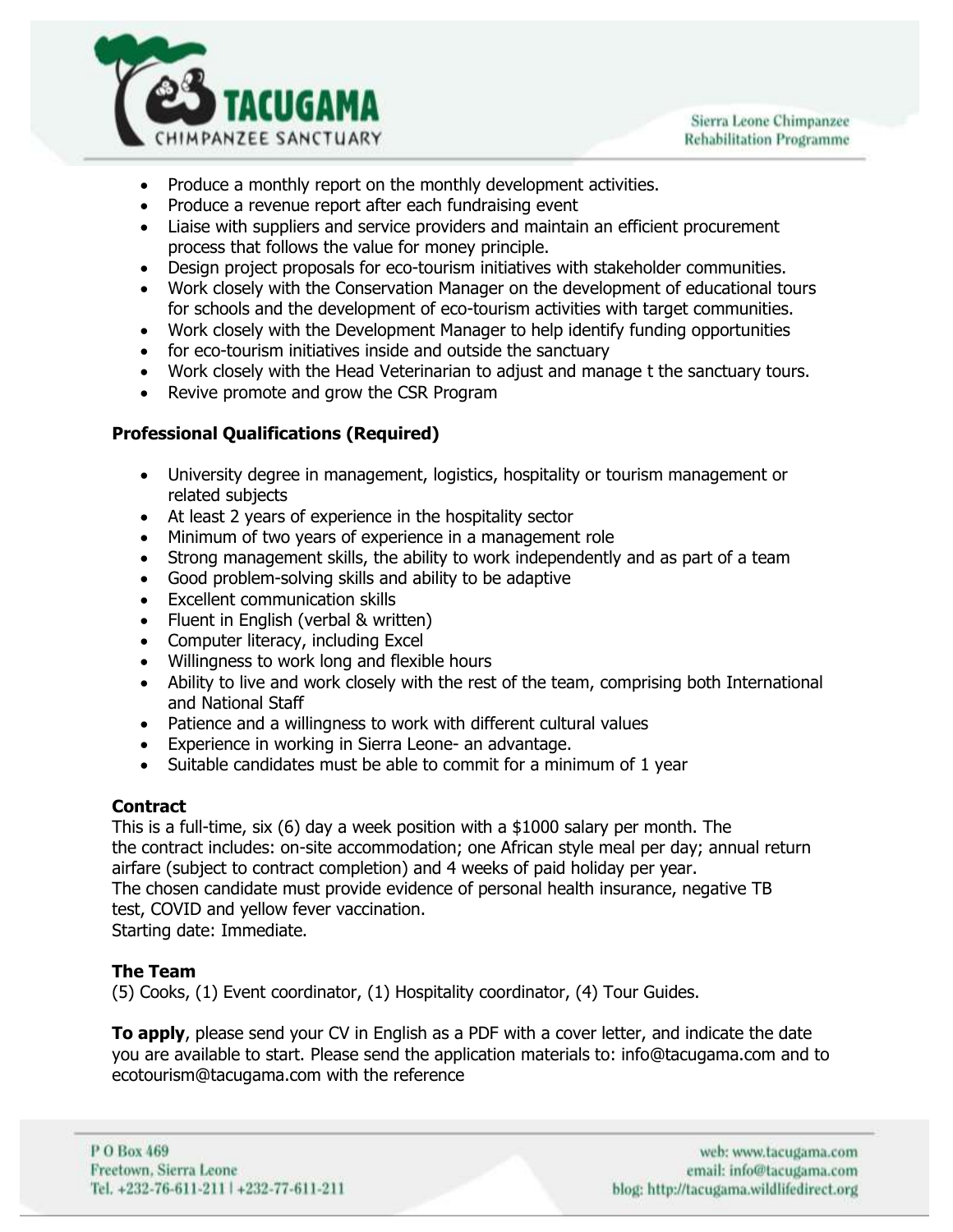- Produce a monthly report on the monthly development activities.
- Produce a revenue report after each fundraising event
- Liaise with suppliers and service providers and maintain an efficient procurement process that follows the value for money principle.
- Design project proposals for eco-tourism initiatives with stakeholder communities.
- Work closely with the Conservation Manager on the development of educational tours for schools and the development of eco-tourism activities with target communities.
- Work closely with the Development Manager to help identify funding opportunities
- for eco-tourism initiatives inside and outside the sanctuary
- Work closely with the Head Veterinarian to adjust and manage t the sanctuary tours.
- Revive promote and grow the CSR Program

**Professional Qualifications (Required)**

- University degree in management, logistics, hospitality or tourism management or related subjects
- At least 2 years of experience in the hospitality sector
- Minimum of two years of experience in a management role
- Strong management skills, the ability to work independently and as part of a team
- Good problem-solving skills and ability to be adaptive
- Excellent communication skills
- Fluent in English (verbal & written)
- Computer literacy, including Excel
- Willingness to work long and flexible hours
- Ability to live and work closely with the rest of the team, comprising both International and National Staff
- Patience and a willingness to work with different cultural values
- Experience in working in Sierra Leone- an advantage.
- Suitable candidates must be able to commit for a minimum of 1 year

**Contract**

This is a full-time, six (6) day a week position with a $1000 salary per month. The the contract includes: on-site accommodation; one African style meal per day; annual return airfare (subject to contract completion) and 4 weeks of paid holiday per year.
The chosen candidate must provide evidence of personal health insurance, negative TB test, COVID and yellow fever vaccination.
Starting date: Immediate.

**The Team**

(5) Cooks, (1) Event coordinator, (1) Hospitality coordinator, (4) Tour Guides.

**To apply**, please send your CV in English as a PDF with a cover letter, and indicate the date you are available to start. Please send the application materials to: info@tacugama.com and to ecotourism@tacugama.com with the reference